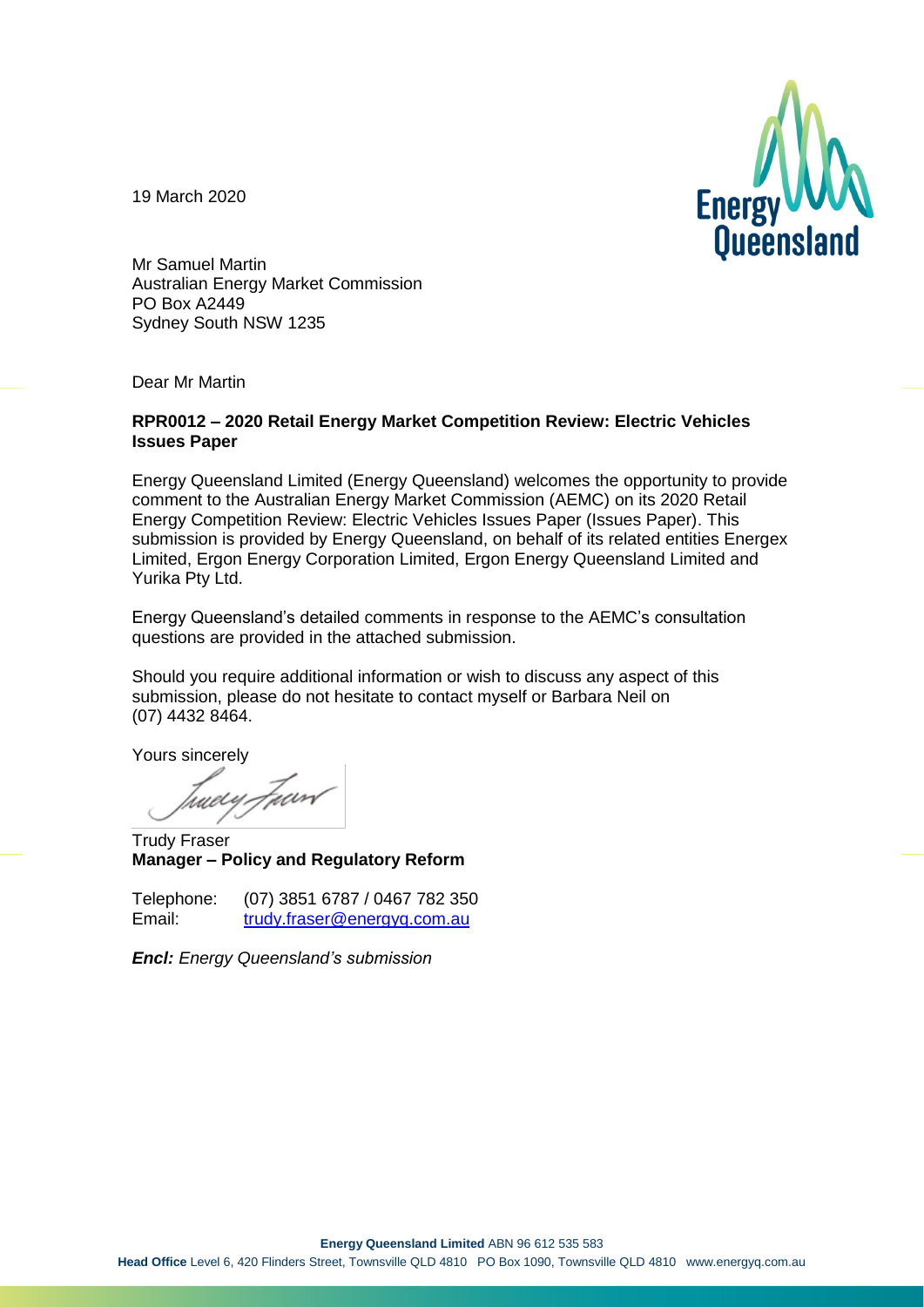19 March 2020

Mr Samuel Martin
Australian Energy Market Commission
PO Box A2449
Sydney South NSW 1235

Dear Mr Martin

**RPR0012 – 2020 Retail Energy Market Competition Review: Electric Vehicles Issues Paper**

Energy Queensland Limited (Energy Queensland) welcomes the opportunity to provide comment to the Australian Energy Market Commission (AEMC) on its 2020 Retail Energy Competition Review: Electric Vehicles Issues Paper (Issues Paper). This submission is provided by Energy Queensland, on behalf of its related entities Energex Limited, Ergon Energy Corporation Limited, Ergon Energy Queensland Limited and Yurika Pty Ltd.

Energy Queensland's detailed comments in response to the AEMC's consultation questions are provided in the attached submission.

Should you require additional information or wish to discuss any aspect of this submission, please do not hesitate to contact myself or Barbara Neil on (07) 4432 8464.

Yours sincerely

Trudy Fraser
**Manager – Policy and Regulatory Reform**

Telephone: (07) 3851 6787 / 0467 782 350
Email: trudy.fraser@energyq.com.au

***Encl:*** *Energy Queensland's submission*

**Energy Queensland Limited** ABN 96 612 535 583
**Head Office** Level 6, 420 Flinders Street, Townsville QLD 4810 PO Box 1090, Townsville QLD 4810 www.energyq.com.au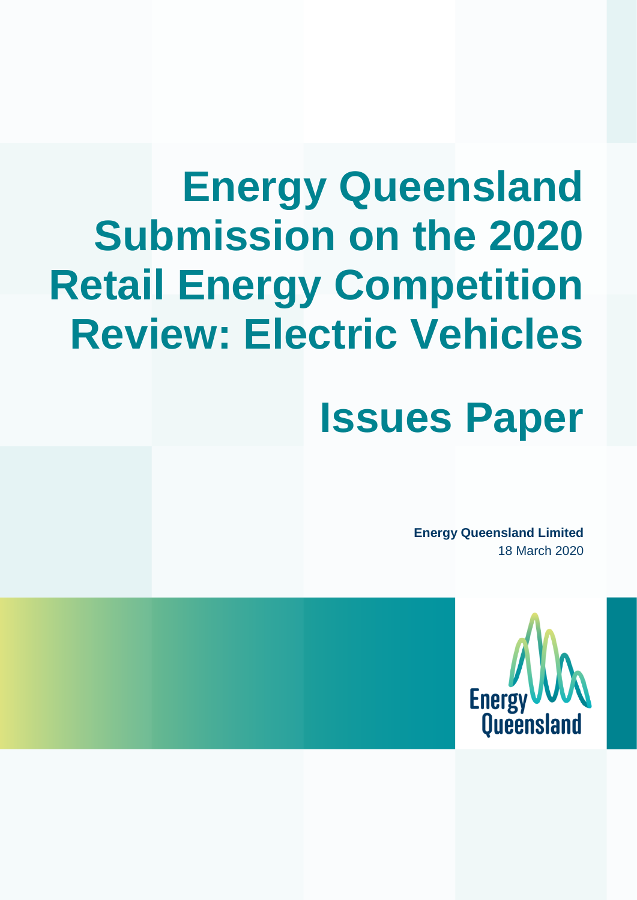# Energy Queensland Submission on the 2020 Retail Energy Competition Review: Electric Vehicles

# Issues Paper

**Energy Queensland Limited**
18 March 2020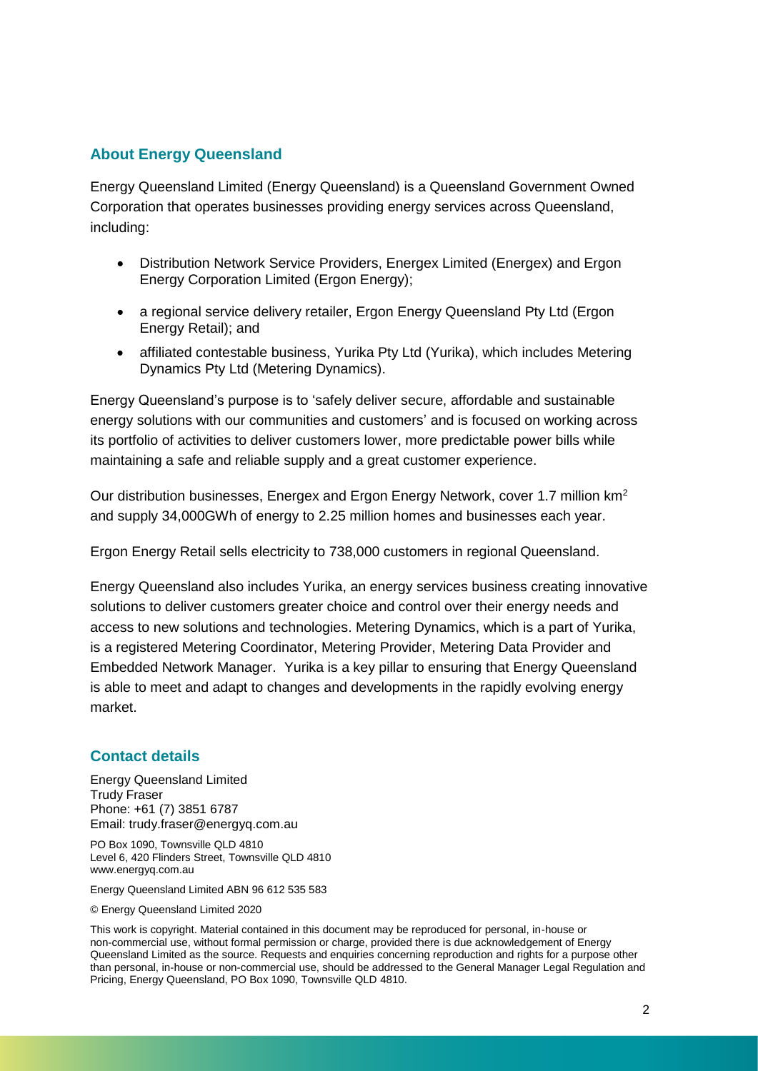## About Energy Queensland

Energy Queensland Limited (Energy Queensland) is a Queensland Government Owned Corporation that operates businesses providing energy services across Queensland, including:

- Distribution Network Service Providers, Energex Limited (Energex) and Ergon Energy Corporation Limited (Ergon Energy);
- a regional service delivery retailer, Ergon Energy Queensland Pty Ltd (Ergon Energy Retail); and
- affiliated contestable business, Yurika Pty Ltd (Yurika), which includes Metering Dynamics Pty Ltd (Metering Dynamics).

Energy Queensland's purpose is to 'safely deliver secure, affordable and sustainable energy solutions with our communities and customers' and is focused on working across its portfolio of activities to deliver customers lower, more predictable power bills while maintaining a safe and reliable supply and a great customer experience.

Our distribution businesses, Energex and Ergon Energy Network, cover 1.7 million $km^2$ and supply 34,000GWh of energy to 2.25 million homes and businesses each year.

Ergon Energy Retail sells electricity to 738,000 customers in regional Queensland.

Energy Queensland also includes Yurika, an energy services business creating innovative solutions to deliver customers greater choice and control over their energy needs and access to new solutions and technologies. Metering Dynamics, which is a part of Yurika, is a registered Metering Coordinator, Metering Provider, Metering Data Provider and Embedded Network Manager. Yurika is a key pillar to ensuring that Energy Queensland is able to meet and adapt to changes and developments in the rapidly evolving energy market.

## Contact details

Energy Queensland Limited
Trudy Fraser
Phone: +61 (7) 3851 6787
Email: trudy.fraser@energyq.com.au

PO Box 1090, Townsville QLD 4810
Level 6, 420 Flinders Street, Townsville QLD 4810
www.energyq.com.au

Energy Queensland Limited ABN 96 612 535 583

© Energy Queensland Limited 2020

This work is copyright. Material contained in this document may be reproduced for personal, in-house or non-commercial use, without formal permission or charge, provided there is due acknowledgement of Energy Queensland Limited as the source. Requests and enquiries concerning reproduction and rights for a purpose other than personal, in-house or non-commercial use, should be addressed to the General Manager Legal Regulation and Pricing, Energy Queensland, PO Box 1090, Townsville QLD 4810.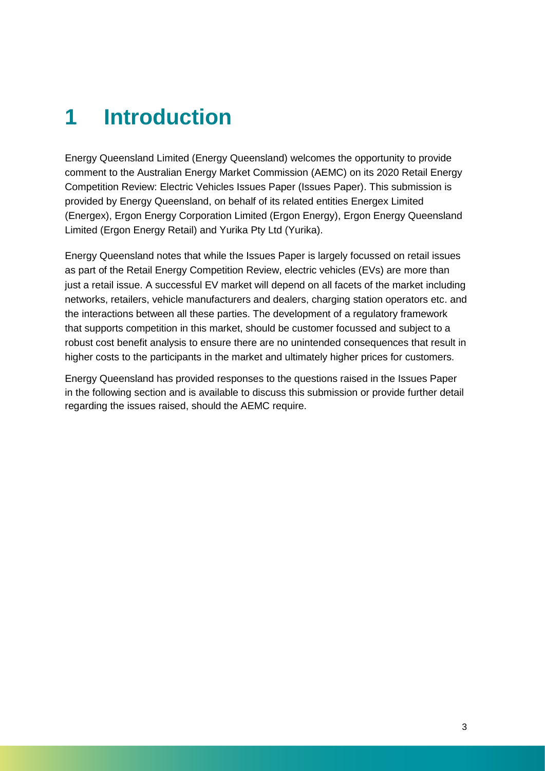# 1 Introduction

Energy Queensland Limited (Energy Queensland) welcomes the opportunity to provide comment to the Australian Energy Market Commission (AEMC) on its 2020 Retail Energy Competition Review: Electric Vehicles Issues Paper (Issues Paper). This submission is provided by Energy Queensland, on behalf of its related entities Energex Limited (Energex), Ergon Energy Corporation Limited (Ergon Energy), Ergon Energy Queensland Limited (Ergon Energy Retail) and Yurika Pty Ltd (Yurika).

Energy Queensland notes that while the Issues Paper is largely focussed on retail issues as part of the Retail Energy Competition Review, electric vehicles (EVs) are more than just a retail issue. A successful EV market will depend on all facets of the market including networks, retailers, vehicle manufacturers and dealers, charging station operators etc. and the interactions between all these parties. The development of a regulatory framework that supports competition in this market, should be customer focussed and subject to a robust cost benefit analysis to ensure there are no unintended consequences that result in higher costs to the participants in the market and ultimately higher prices for customers.

Energy Queensland has provided responses to the questions raised in the Issues Paper in the following section and is available to discuss this submission or provide further detail regarding the issues raised, should the AEMC require.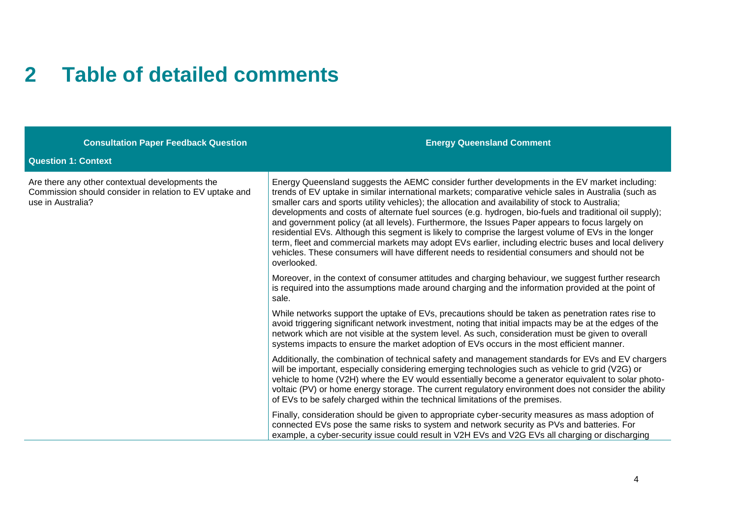# 2 Table of detailed comments

| Consultation Paper Feedback Question | Energy Queensland Comment |
| --- | --- |
| **Question 1: Context** | |
| Are there any other contextual developments the Commission should consider in relation to EV uptake and use in Australia? | Energy Queensland suggests the AEMC consider further developments in the EV market including: trends of EV uptake in similar international markets; comparative vehicle sales in Australia (such as smaller cars and sports utility vehicles); the allocation and availability of stock to Australia; developments and costs of alternate fuel sources (e.g. hydrogen, bio-fuels and traditional oil supply); and government policy (at all levels). Furthermore, the Issues Paper appears to focus largely on residential EVs. Although this segment is likely to comprise the largest volume of EVs in the longer term, fleet and commercial markets may adopt EVs earlier, including electric buses and local delivery vehicles. These consumers will have different needs to residential consumers and should not be overlooked.<br><br>Moreover, in the context of consumer attitudes and charging behaviour, we suggest further research is required into the assumptions made around charging and the information provided at the point of sale.<br><br>While networks support the uptake of EVs, precautions should be taken as penetration rates rise to avoid triggering significant network investment, noting that initial impacts may be at the edges of the network which are not visible at the system level. As such, consideration must be given to overall systems impacts to ensure the market adoption of EVs occurs in the most efficient manner.<br><br>Additionally, the combination of technical safety and management standards for EVs and EV chargers will be important, especially considering emerging technologies such as vehicle to grid (V2G) or vehicle to home (V2H) where the EV would essentially become a generator equivalent to solar photo-voltaic (PV) or home energy storage. The current regulatory environment does not consider the ability of EVs to be safely charged within the technical limitations of the premises.<br><br>Finally, consideration should be given to appropriate cyber-security measures as mass adoption of connected EVs pose the same risks to system and network security as PVs and batteries. For example, a cyber-security issue could result in V2H EVs and V2G EVs all charging or discharging |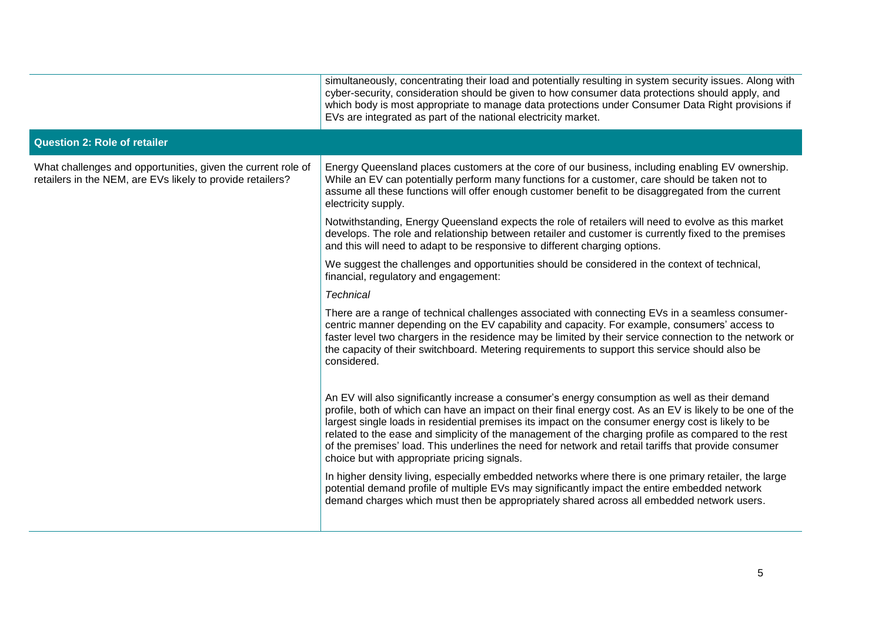| | |
|---|---|
| | simultaneously, concentrating their load and potentially resulting in system security issues. Along with cyber-security, consideration should be given to how consumer data protections should apply, and which body is most appropriate to manage data protections under Consumer Data Right provisions if EVs are integrated as part of the national electricity market. |
| **Question 2: Role of retailer** | |
| What challenges and opportunities, given the current role of retailers in the NEM, are EVs likely to provide retailers? | Energy Queensland places customers at the core of our business, including enabling EV ownership. While an EV can potentially perform many functions for a customer, care should be taken not to assume all these functions will offer enough customer benefit to be disaggregated from the current electricity supply.<br><br>Notwithstanding, Energy Queensland expects the role of retailers will need to evolve as this market develops. The role and relationship between retailer and customer is currently fixed to the premises and this will need to adapt to be responsive to different charging options.<br><br>We suggest the challenges and opportunities should be considered in the context of technical, financial, regulatory and engagement:<br><br>*Technical*<br><br>There are a range of technical challenges associated with connecting EVs in a seamless consumer-centric manner depending on the EV capability and capacity. For example, consumers' access to faster level two chargers in the residence may be limited by their service connection to the network or the capacity of their switchboard. Metering requirements to support this service should also be considered.<br><br>An EV will also significantly increase a consumer's energy consumption as well as their demand profile, both of which can have an impact on their final energy cost. As an EV is likely to be one of the largest single loads in residential premises its impact on the consumer energy cost is likely to be related to the ease and simplicity of the management of the charging profile as compared to the rest of the premises' load. This underlines the need for network and retail tariffs that provide consumer choice but with appropriate pricing signals.<br><br>In higher density living, especially embedded networks where there is one primary retailer, the large potential demand profile of multiple EVs may significantly impact the entire embedded network demand charges which must then be appropriately shared across all embedded network users. |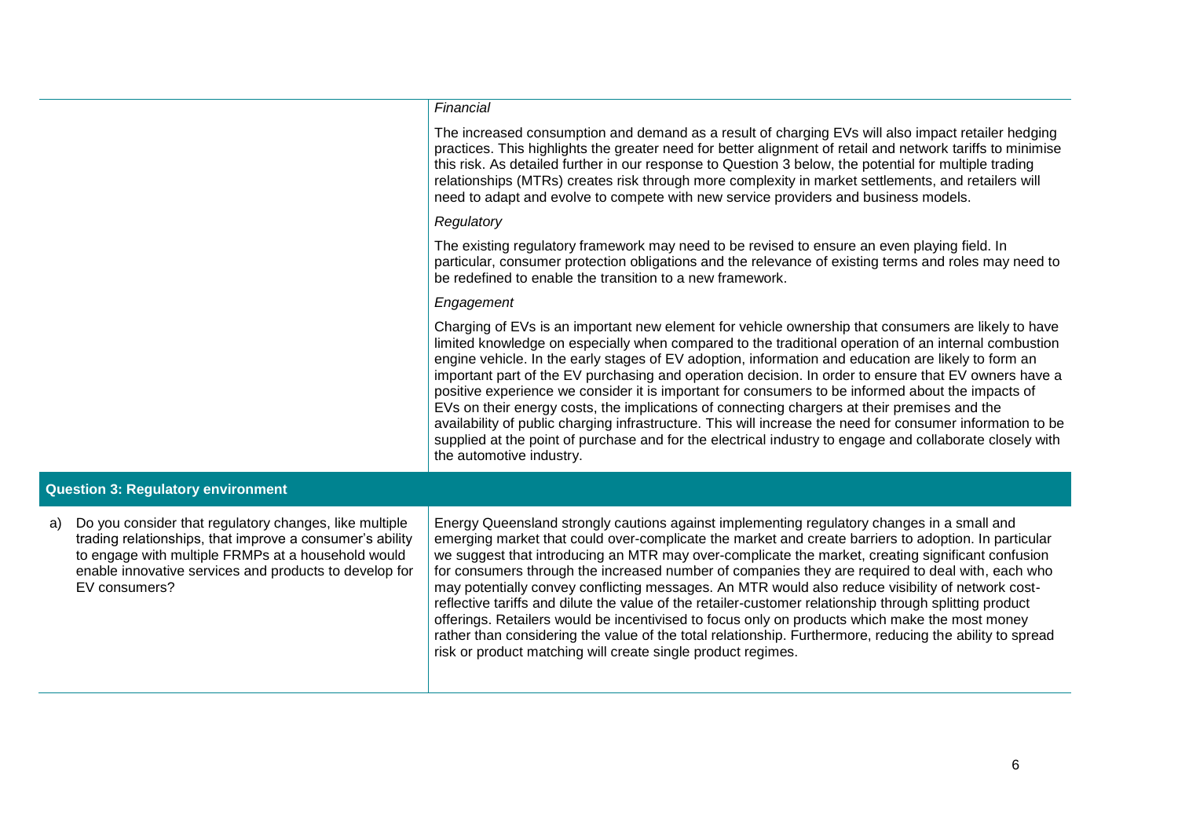| | |
|---|---|
| | *Financial*<br><br>The increased consumption and demand as a result of charging EVs will also impact retailer hedging practices. This highlights the greater need for better alignment of retail and network tariffs to minimise this risk. As detailed further in our response to Question 3 below, the potential for multiple trading relationships (MTRs) creates risk through more complexity in market settlements, and retailers will need to adapt and evolve to compete with new service providers and business models.<br><br>*Regulatory*<br><br>The existing regulatory framework may need to be revised to ensure an even playing field. In particular, consumer protection obligations and the relevance of existing terms and roles may need to be redefined to enable the transition to a new framework.<br><br>*Engagement*<br><br>Charging of EVs is an important new element for vehicle ownership that consumers are likely to have limited knowledge on especially when compared to the traditional operation of an internal combustion engine vehicle. In the early stages of EV adoption, information and education are likely to form an important part of the EV purchasing and operation decision. In order to ensure that EV owners have a positive experience we consider it is important for consumers to be informed about the impacts of EVs on their energy costs, the implications of connecting chargers at their premises and the availability of public charging infrastructure. This will increase the need for consumer information to be supplied at the point of purchase and for the electrical industry to engage and collaborate closely with the automotive industry. |
| **Question 3: Regulatory environment** | |
| a) Do you consider that regulatory changes, like multiple trading relationships, that improve a consumer's ability to engage with multiple FRMPs at a household would enable innovative services and products to develop for EV consumers? | Energy Queensland strongly cautions against implementing regulatory changes in a small and emerging market that could over-complicate the market and create barriers to adoption. In particular we suggest that introducing an MTR may over-complicate the market, creating significant confusion for consumers through the increased number of companies they are required to deal with, each who may potentially convey conflicting messages. An MTR would also reduce visibility of network cost-reflective tariffs and dilute the value of the retailer-customer relationship through splitting product offerings. Retailers would be incentivised to focus only on products which make the most money rather than considering the value of the total relationship. Furthermore, reducing the ability to spread risk or product matching will create single product regimes. |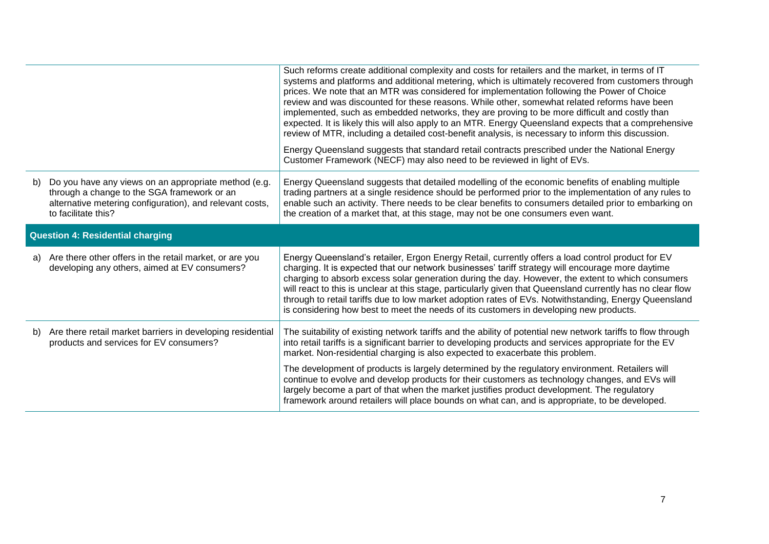| | |
|---|---|
| | Such reforms create additional complexity and costs for retailers and the market, in terms of IT systems and platforms and additional metering, which is ultimately recovered from customers through prices. We note that an MTR was considered for implementation following the Power of Choice review and was discounted for these reasons. While other, somewhat related reforms have been implemented, such as embedded networks, they are proving to be more difficult and costly than expected. It is likely this will also apply to an MTR. Energy Queensland expects that a comprehensive review of MTR, including a detailed cost-benefit analysis, is necessary to inform this discussion.<br><br>Energy Queensland suggests that standard retail contracts prescribed under the National Energy Customer Framework (NECF) may also need to be reviewed in light of EVs. |
| b) Do you have any views on an appropriate method (e.g. through a change to the SGA framework or an alternative metering configuration), and relevant costs, to facilitate this? | Energy Queensland suggests that detailed modelling of the economic benefits of enabling multiple trading partners at a single residence should be performed prior to the implementation of any rules to enable such an activity. There needs to be clear benefits to consumers detailed prior to embarking on the creation of a market that, at this stage, may not be one consumers even want. |
| **Question 4: Residential charging** | |
| a) Are there other offers in the retail market, or are you developing any others, aimed at EV consumers? | Energy Queensland's retailer, Ergon Energy Retail, currently offers a load control product for EV charging. It is expected that our network businesses' tariff strategy will encourage more daytime charging to absorb excess solar generation during the day. However, the extent to which consumers will react to this is unclear at this stage, particularly given that Queensland currently has no clear flow through to retail tariffs due to low market adoption rates of EVs. Notwithstanding, Energy Queensland is considering how best to meet the needs of its customers in developing new products. |
| b) Are there retail market barriers in developing residential products and services for EV consumers? | The suitability of existing network tariffs and the ability of potential new network tariffs to flow through into retail tariffs is a significant barrier to developing products and services appropriate for the EV market. Non-residential charging is also expected to exacerbate this problem.<br><br>The development of products is largely determined by the regulatory environment. Retailers will continue to evolve and develop products for their customers as technology changes, and EVs will largely become a part of that when the market justifies product development. The regulatory framework around retailers will place bounds on what can, and is appropriate, to be developed. |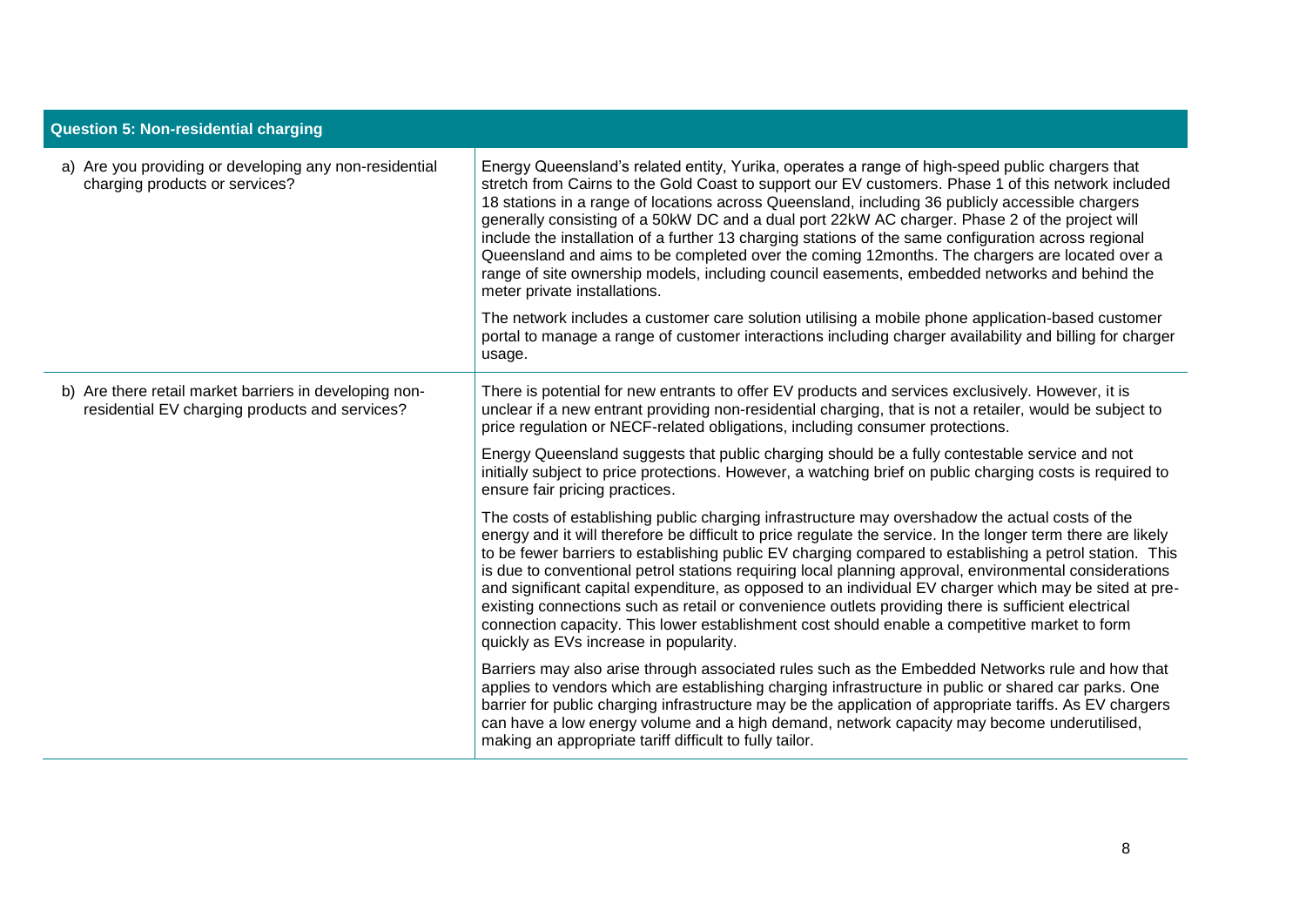| Question 5: Non-residential charging | |
|---|---|
| a) Are you providing or developing any non-residential charging products or services? | Energy Queensland's related entity, Yurika, operates a range of high-speed public chargers that stretch from Cairns to the Gold Coast to support our EV customers. Phase 1 of this network included 18 stations in a range of locations across Queensland, including 36 publicly accessible chargers generally consisting of a 50kW DC and a dual port 22kW AC charger. Phase 2 of the project will include the installation of a further 13 charging stations of the same configuration across regional Queensland and aims to be completed over the coming 12months. The chargers are located over a range of site ownership models, including council easements, embedded networks and behind the meter private installations.<br><br>The network includes a customer care solution utilising a mobile phone application-based customer portal to manage a range of customer interactions including charger availability and billing for charger usage. |
| b) Are there retail market barriers in developing non-residential EV charging products and services? | There is potential for new entrants to offer EV products and services exclusively. However, it is unclear if a new entrant providing non-residential charging, that is not a retailer, would be subject to price regulation or NECF-related obligations, including consumer protections.<br><br>Energy Queensland suggests that public charging should be a fully contestable service and not initially subject to price protections. However, a watching brief on public charging costs is required to ensure fair pricing practices.<br><br>The costs of establishing public charging infrastructure may overshadow the actual costs of the energy and it will therefore be difficult to price regulate the service. In the longer term there are likely to be fewer barriers to establishing public EV charging compared to establishing a petrol station. This is due to conventional petrol stations requiring local planning approval, environmental considerations and significant capital expenditure, as opposed to an individual EV charger which may be sited at pre-existing connections such as retail or convenience outlets providing there is sufficient electrical connection capacity. This lower establishment cost should enable a competitive market to form quickly as EVs increase in popularity.<br><br>Barriers may also arise through associated rules such as the Embedded Networks rule and how that applies to vendors which are establishing charging infrastructure in public or shared car parks. One barrier for public charging infrastructure may be the application of appropriate tariffs. As EV chargers can have a low energy volume and a high demand, network capacity may become underutilised, making an appropriate tariff difficult to fully tailor. |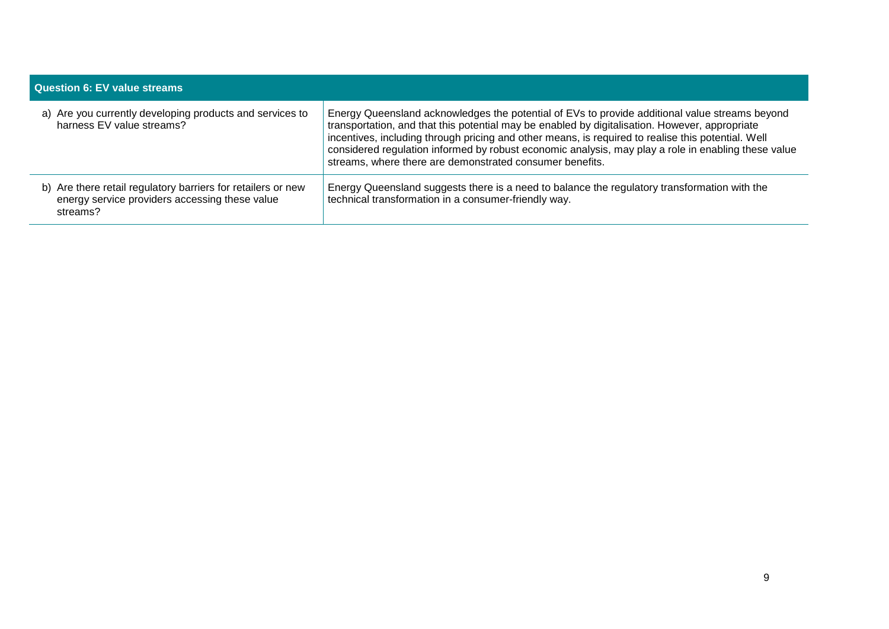| Question 6: EV value streams | |
| --- | --- |
| a) Are you currently developing products and services to harness EV value streams? | Energy Queensland acknowledges the potential of EVs to provide additional value streams beyond transportation, and that this potential may be enabled by digitalisation. However, appropriate incentives, including through pricing and other means, is required to realise this potential. Well considered regulation informed by robust economic analysis, may play a role in enabling these value streams, where there are demonstrated consumer benefits. |
| b) Are there retail regulatory barriers for retailers or new energy service providers accessing these value streams? | Energy Queensland suggests there is a need to balance the regulatory transformation with the technical transformation in a consumer-friendly way. |